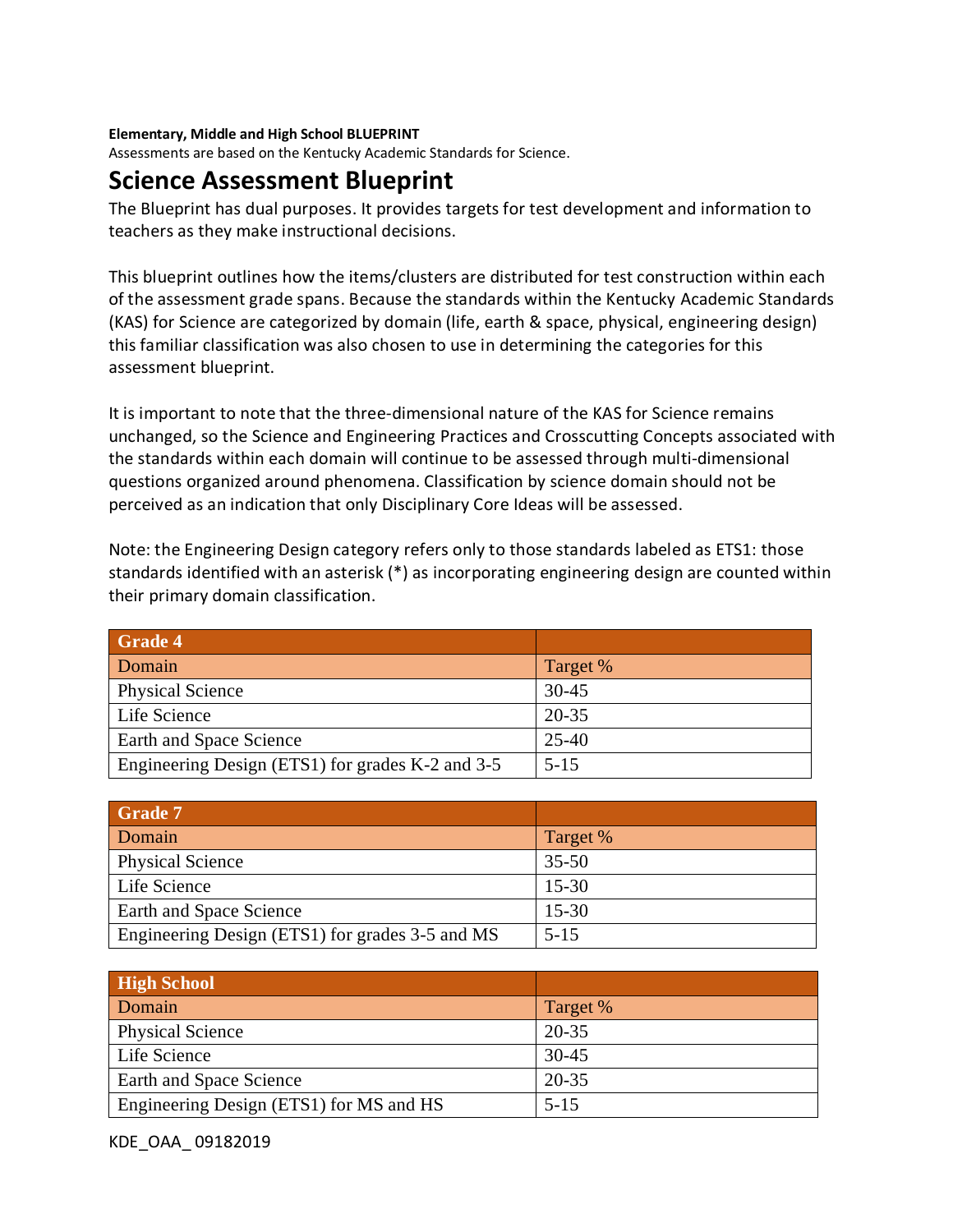**Elementary, Middle and High School BLUEPRINT**

Assessments are based on the Kentucky Academic Standards for Science.

# Science Assessment Blueprint

The Blueprint has dual purposes. It provides targets for test development and information to teachers as they make instructional decisions.

This blueprint outlines how the items/clusters are distributed for test construction within each of the assessment grade spans. Because the standards within the Kentucky Academic Standards (KAS) for Science are categorized by domain (life, earth & space, physical, engineering design) this familiar classification was also chosen to use in determining the categories for this assessment blueprint.

It is important to note that the three-dimensional nature of the KAS for Science remains unchanged, so the Science and Engineering Practices and Crosscutting Concepts associated with the standards within each domain will continue to be assessed through multi-dimensional questions organized around phenomena. Classification by science domain should not be perceived as an indication that only Disciplinary Core Ideas will be assessed.

Note: the Engineering Design category refers only to those standards labeled as ETS1: those standards identified with an asterisk (*) as incorporating engineering design are counted within their primary domain classification.

| **Grade 4** | |
|---|---|
| Domain | Target % |
| Physical Science | 30-45 |
| Life Science | 20-35 |
| Earth and Space Science | 25-40 |
| Engineering Design (ETS1) for grades K-2 and 3-5 | 5-15 |

| **Grade 7** | |
|---|---|
| Domain | Target % |
| Physical Science | 35-50 |
| Life Science | 15-30 |
| Earth and Space Science | 15-30 |
| Engineering Design (ETS1) for grades 3-5 and MS | 5-15 |

| **High School** | |
|---|---|
| Domain | Target % |
| Physical Science | 20-35 |
| Life Science | 30-45 |
| Earth and Space Science | 20-35 |
| Engineering Design (ETS1) for MS and HS | 5-15 |

KDE_OAA_ 09182019